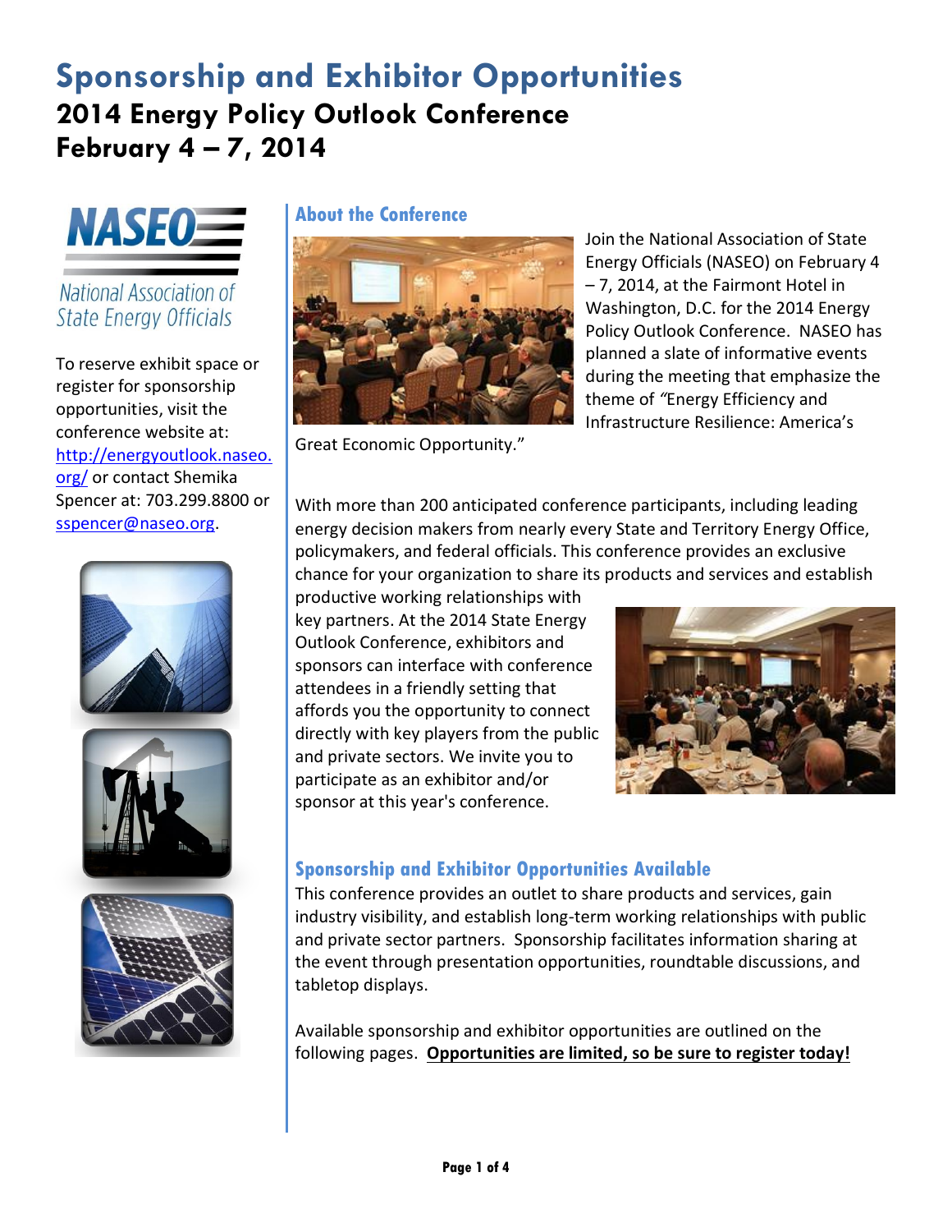# Sponsorship and Exhibitor Opportunities

## 2014 Energy Policy Outlook Conference
## February 4 – 7, 2014

NASEO
National Association of State Energy Officials

To reserve exhibit space or register for sponsorship opportunities, visit the conference website at: http://energyoutlook.naseo.org/ or contact Shemika Spencer at: 703.299.8800 or sspencer@naseo.org.

### About the Conference

Join the National Association of State Energy Officials (NASEO) on February 4 – 7, 2014, at the Fairmont Hotel in Washington, D.C. for the 2014 Energy Policy Outlook Conference. NASEO has planned a slate of informative events during the meeting that emphasize the theme of *"Energy Efficiency and Infrastructure Resilience: America's Great Economic Opportunity."*

With more than 200 anticipated conference participants, including leading energy decision makers from nearly every State and Territory Energy Office, policymakers, and federal officials. This conference provides an exclusive chance for your organization to share its products and services and establish productive working relationships with key partners. At the 2014 State Energy Outlook Conference, exhibitors and sponsors can interface with conference attendees in a friendly setting that affords you the opportunity to connect directly with key players from the public and private sectors. We invite you to participate as an exhibitor and/or sponsor at this year's conference.

### Sponsorship and Exhibitor Opportunities Available

This conference provides an outlet to share products and services, gain industry visibility, and establish long-term working relationships with public and private sector partners. Sponsorship facilitates information sharing at the event through presentation opportunities, roundtable discussions, and tabletop displays.

Available sponsorship and exhibitor opportunities are outlined on the following pages. **Opportunities are limited, so be sure to register today!**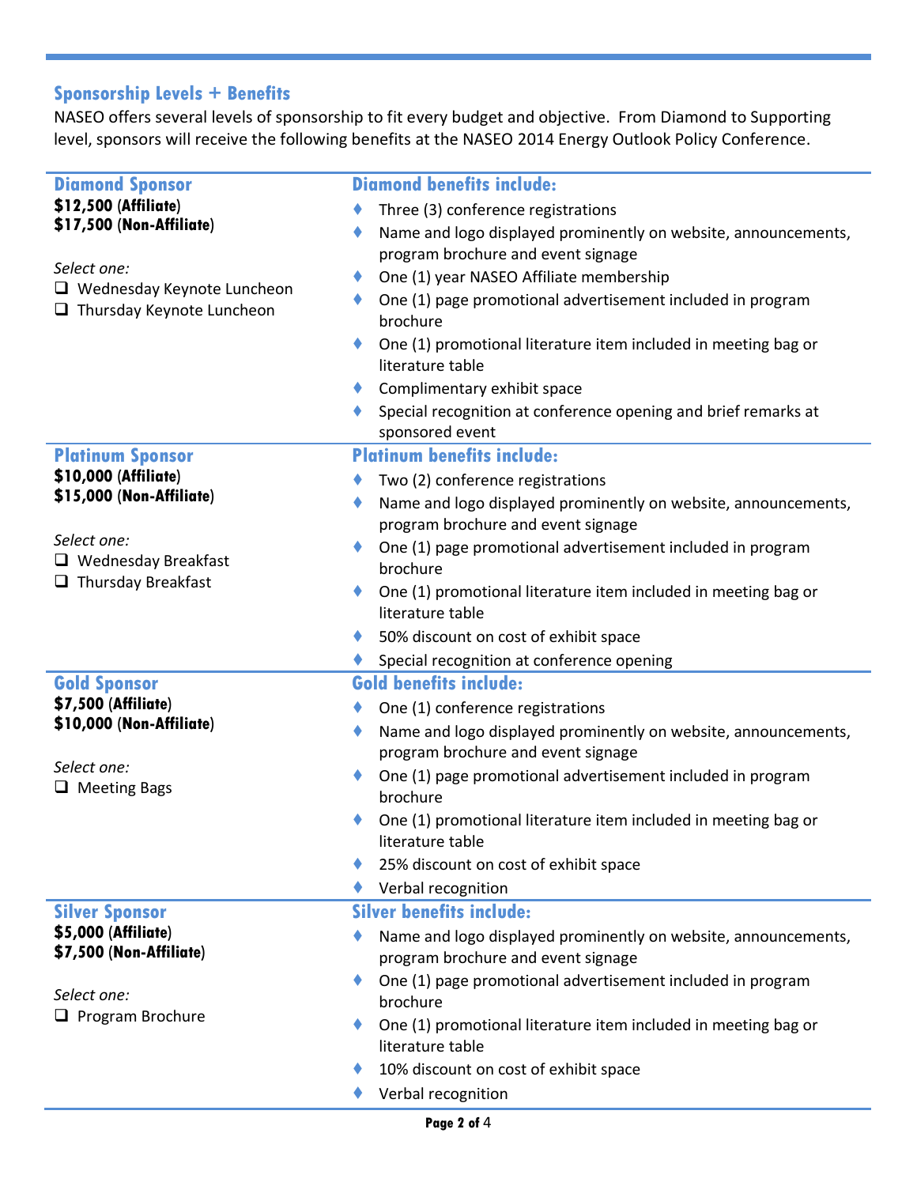## Sponsorship Levels + Benefits

NASEO offers several levels of sponsorship to fit every budget and objective. From Diamond to Supporting level, sponsors will receive the following benefits at the NASEO 2014 Energy Outlook Policy Conference.

| | |
|---|---|
| **Diamond Sponsor**<br>**$12,500 (Affiliate)**<br>**$17,500 (Non-Affiliate)**<br><br>*Select one:*<br>❑ Wednesday Keynote Luncheon<br>❑ Thursday Keynote Luncheon | **Diamond benefits include:**<br>♦ Three (3) conference registrations<br>♦ Name and logo displayed prominently on website, announcements, program brochure and event signage<br>♦ One (1) year NASEO Affiliate membership<br>♦ One (1) page promotional advertisement included in program brochure<br>♦ One (1) promotional literature item included in meeting bag or literature table<br>♦ Complimentary exhibit space<br>♦ Special recognition at conference opening and brief remarks at sponsored event |
| **Platinum Sponsor**<br>**$10,000 (Affiliate)**<br>**$15,000 (Non-Affiliate)**<br><br>*Select one:*<br>❑ Wednesday Breakfast<br>❑ Thursday Breakfast | **Platinum benefits include:**<br>♦ Two (2) conference registrations<br>♦ Name and logo displayed prominently on website, announcements, program brochure and event signage<br>♦ One (1) page promotional advertisement included in program brochure<br>♦ One (1) promotional literature item included in meeting bag or literature table<br>♦ 50% discount on cost of exhibit space<br>♦ Special recognition at conference opening |
| **Gold Sponsor**<br>**$7,500 (Affiliate)**<br>**$10,000 (Non-Affiliate)**<br><br>*Select one:*<br>❑ Meeting Bags | **Gold benefits include:**<br>♦ One (1) conference registrations<br>♦ Name and logo displayed prominently on website, announcements, program brochure and event signage<br>♦ One (1) page promotional advertisement included in program brochure<br>♦ One (1) promotional literature item included in meeting bag or literature table<br>♦ 25% discount on cost of exhibit space<br>♦ Verbal recognition |
| **Silver Sponsor**<br>**$5,000 (Affiliate)**<br>**$7,500 (Non-Affiliate)**<br><br>*Select one:*<br>❑ Program Brochure | **Silver benefits include:**<br>♦ Name and logo displayed prominently on website, announcements, program brochure and event signage<br>♦ One (1) page promotional advertisement included in program brochure<br>♦ One (1) promotional literature item included in meeting bag or literature table<br>♦ 10% discount on cost of exhibit space<br>♦ Verbal recognition |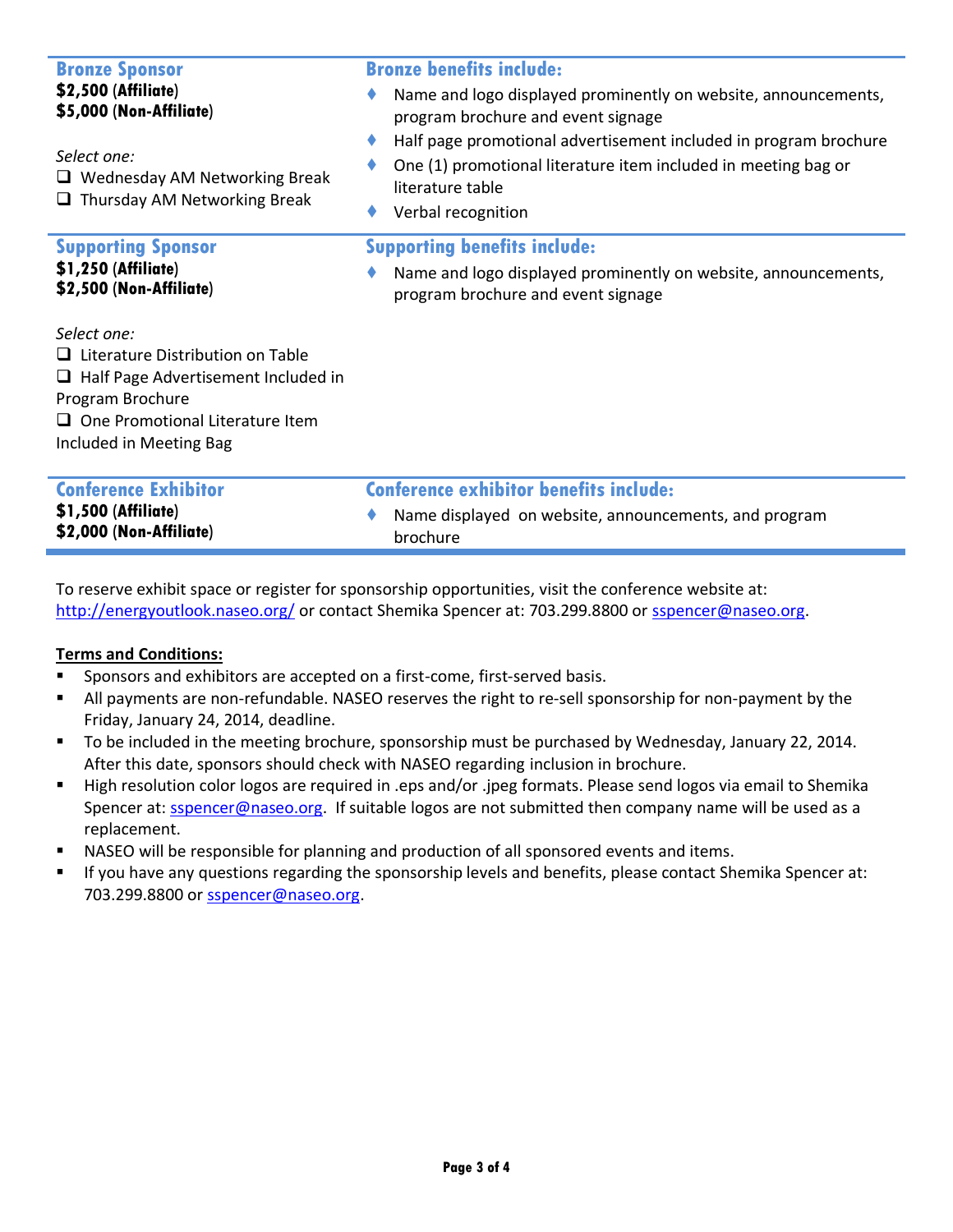| Sponsorship Level | Benefits |
| --- | --- |
| **Bronze Sponsor**<br>**$2,500 (Affiliate)**<br>**$5,000 (Non-Affiliate)**<br><br>*Select one:*<br>❑ Wednesday AM Networking Break<br>❑ Thursday AM Networking Break | **Bronze benefits include:**<br>♦ Name and logo displayed prominently on website, announcements, program brochure and event signage<br>♦ Half page promotional advertisement included in program brochure<br>♦ One (1) promotional literature item included in meeting bag or literature table<br>♦ Verbal recognition |
| **Supporting Sponsor**<br>**$1,250 (Affiliate)**<br>**$2,500 (Non-Affiliate)**<br><br>*Select one:*<br>❑ Literature Distribution on Table<br>❑ Half Page Advertisement Included in Program Brochure<br>❑ One Promotional Literature Item Included in Meeting Bag | **Supporting benefits include:**<br>♦ Name and logo displayed prominently on website, announcements, program brochure and event signage |
| **Conference Exhibitor**<br>**$1,500 (Affiliate)**<br>**$2,000 (Non-Affiliate)** | **Conference exhibitor benefits include:**<br>♦ Name displayed on website, announcements, and program brochure |

To reserve exhibit space or register for sponsorship opportunities, visit the conference website at: http://energyoutlook.naseo.org/ or contact Shemika Spencer at: 703.299.8800 or sspencer@naseo.org.

**Terms and Conditions:**

- Sponsors and exhibitors are accepted on a first-come, first-served basis.
- All payments are non-refundable. NASEO reserves the right to re-sell sponsorship for non-payment by the Friday, January 24, 2014, deadline.
- To be included in the meeting brochure, sponsorship must be purchased by Wednesday, January 22, 2014. After this date, sponsors should check with NASEO regarding inclusion in brochure.
- High resolution color logos are required in .eps and/or .jpeg formats. Please send logos via email to Shemika Spencer at: sspencer@naseo.org. If suitable logos are not submitted then company name will be used as a replacement.
- NASEO will be responsible for planning and production of all sponsored events and items.
- If you have any questions regarding the sponsorship levels and benefits, please contact Shemika Spencer at: 703.299.8800 or sspencer@naseo.org.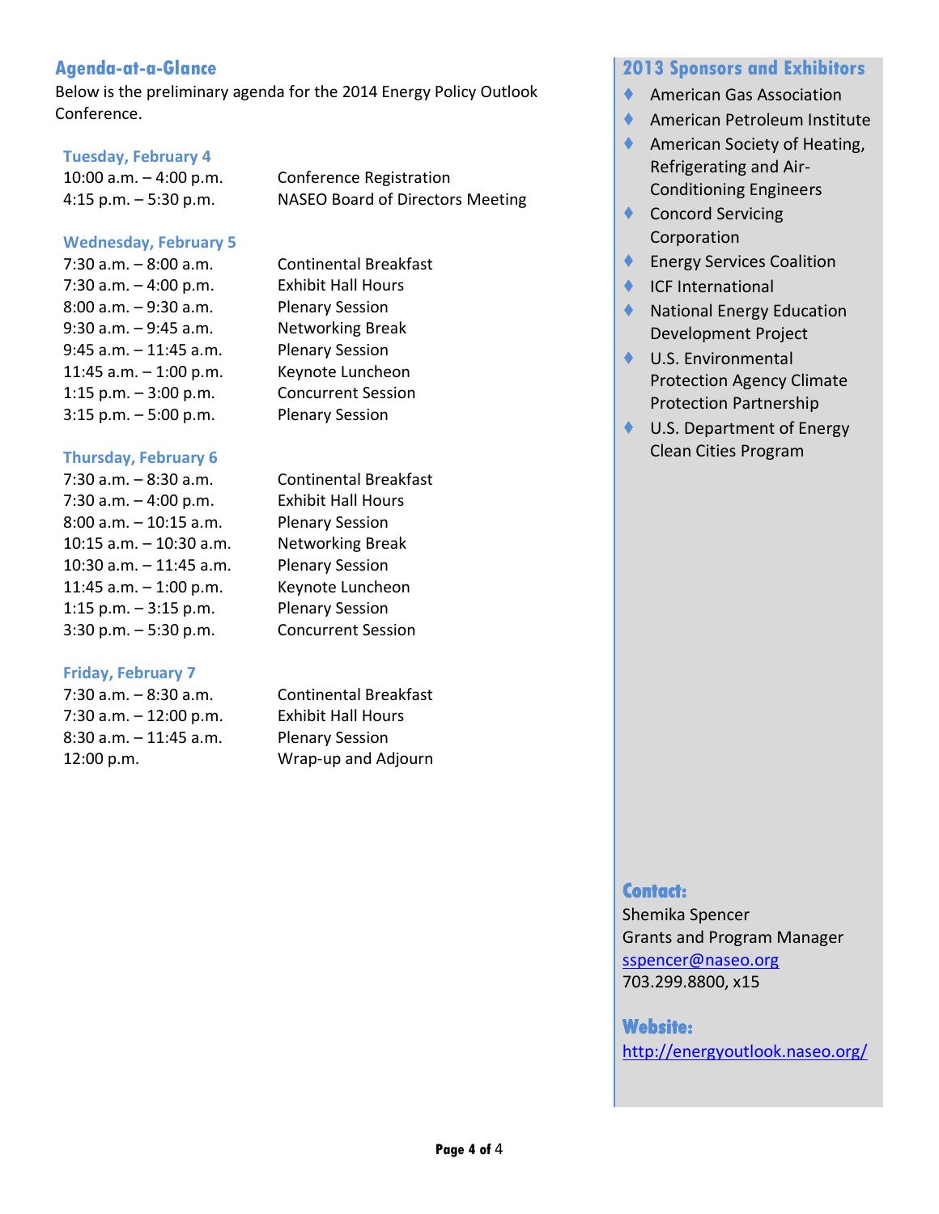## Agenda-at-a-Glance

Below is the preliminary agenda for the 2014 Energy Policy Outlook Conference.

### Tuesday, February 4

| | |
|---|---|
| 10:00 a.m. – 4:00 p.m. | Conference Registration |
| 4:15 p.m. – 5:30 p.m. | NASEO Board of Directors Meeting |

### Wednesday, February 5

| | |
|---|---|
| 7:30 a.m. – 8:00 a.m. | Continental Breakfast |
| 7:30 a.m. – 4:00 p.m. | Exhibit Hall Hours |
| 8:00 a.m. – 9:30 a.m. | Plenary Session |
| 9:30 a.m. – 9:45 a.m. | Networking Break |
| 9:45 a.m. – 11:45 a.m. | Plenary Session |
| 11:45 a.m. – 1:00 p.m. | Keynote Luncheon |
| 1:15 p.m. – 3:00 p.m. | Concurrent Session |
| 3:15 p.m. – 5:00 p.m. | Plenary Session |

### Thursday, February 6

| | |
|---|---|
| 7:30 a.m. – 8:30 a.m. | Continental Breakfast |
| 7:30 a.m. – 4:00 p.m. | Exhibit Hall Hours |
| 8:00 a.m. – 10:15 a.m. | Plenary Session |
| 10:15 a.m. – 10:30 a.m. | Networking Break |
| 10:30 a.m. – 11:45 a.m. | Plenary Session |
| 11:45 a.m. – 1:00 p.m. | Keynote Luncheon |
| 1:15 p.m. – 3:15 p.m. | Plenary Session |
| 3:30 p.m. – 5:30 p.m. | Concurrent Session |

### Friday, February 7

| | |
|---|---|
| 7:30 a.m. – 8:30 a.m. | Continental Breakfast |
| 7:30 a.m. – 12:00 p.m. | Exhibit Hall Hours |
| 8:30 a.m. – 11:45 a.m. | Plenary Session |
| 12:00 p.m. | Wrap-up and Adjourn |

## 2013 Sponsors and Exhibitors

- American Gas Association
- American Petroleum Institute
- American Society of Heating, Refrigerating and Air-Conditioning Engineers
- Concord Servicing Corporation
- Energy Services Coalition
- ICF International
- National Energy Education Development Project
- U.S. Environmental Protection Agency Climate Protection Partnership
- U.S. Department of Energy Clean Cities Program

## Contact:

Shemika Spencer
Grants and Program Manager
sspencer@naseo.org
703.299.8800, x15

## Website:

http://energyoutlook.naseo.org/